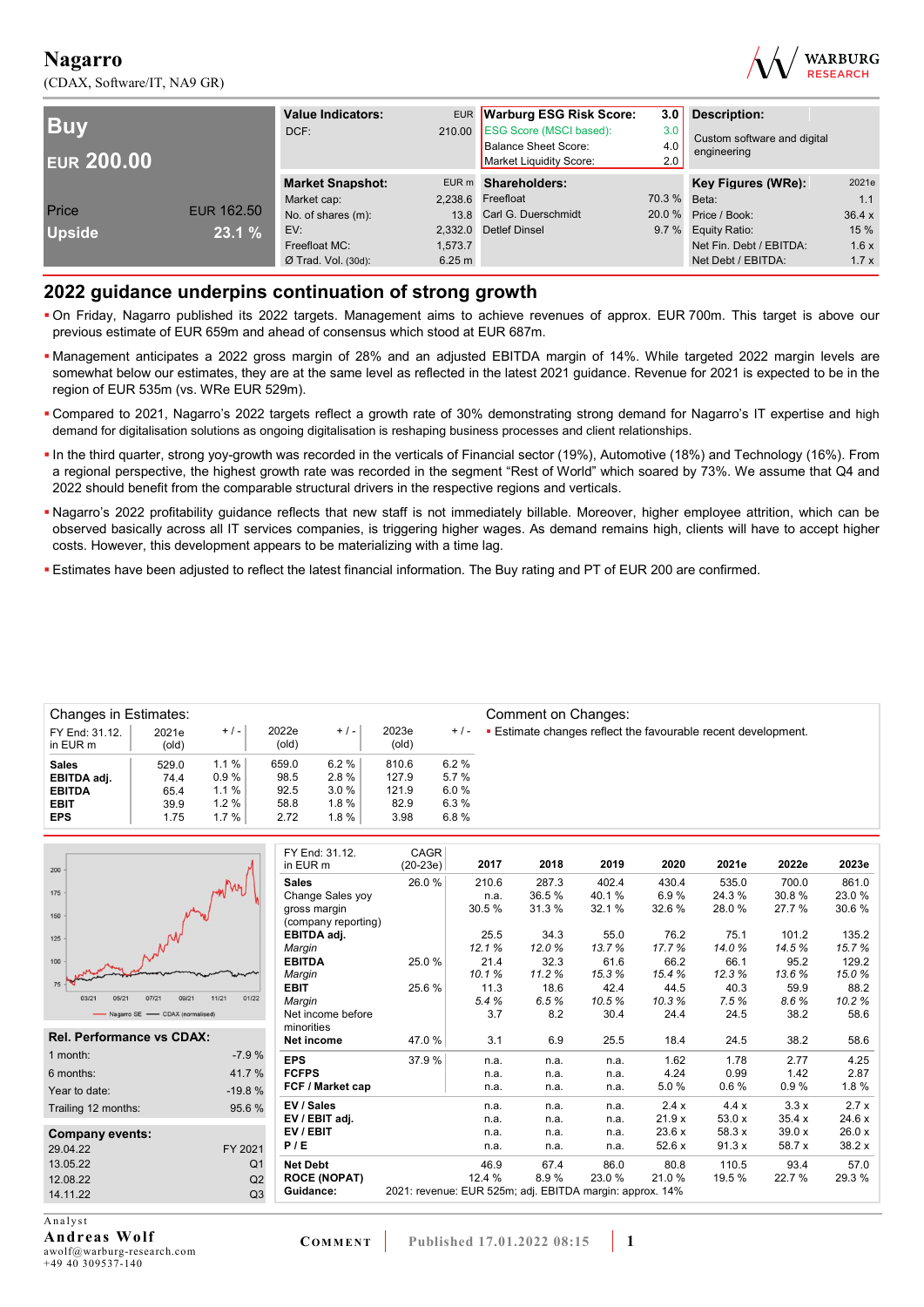# Nagarro

(CDAX, Software/IT, NA9 GR)

| Buy | |
|---|---|
| EUR 200.00 | |
| Price | EUR 162.50 |
| Upside | 23.1 % |

| Value Indicators: | EUR |
|---|---|
| DCF: | 210.00 |

| Warburg ESG Risk Score: | 3.0 |
|---|---|
| ESG Score (MSCI based): | 3.0 |
| Balance Sheet Score: | 4.0 |
| Market Liquidity Score: | 2.0 |

**Description:** Custom software and digital engineering

| Market Snapshot: | EUR m |
|---|---|
| Market cap: | 2,238.6 |
| No. of shares (m): | 13.8 |
| EV: | 2,332.0 |
| Freefloat MC: | 1,573.7 |
| Ø Trad. Vol. (30d): | 6.25 m |

| Shareholders: | |
|---|---|
| Freefloat | 70.3 % |
| Carl G. Duerschmidt | 20.0 % |
| Detlef Dinsel | 9.7 % |

| Key Figures (WRe): | 2021e |
|---|---|
| Beta: | 1.1 |
| Price / Book: | 36.4 x |
| Equity Ratio: | 15 % |
| Net Fin. Debt / EBITDA: | 1.6 x |
| Net Debt / EBITDA: | 1.7 x |

## 2022 guidance underpins continuation of strong growth

- On Friday, Nagarro published its 2022 targets. Management aims to achieve revenues of approx. EUR 700m. This target is above our previous estimate of EUR 659m and ahead of consensus which stood at EUR 687m.
- Management anticipates a 2022 gross margin of 28% and an adjusted EBITDA margin of 14%. While targeted 2022 margin levels are somewhat below our estimates, they are at the same level as reflected in the latest 2021 guidance. Revenue for 2021 is expected to be in the region of EUR 535m (vs. WRe EUR 529m).
- Compared to 2021, Nagarro's 2022 targets reflect a growth rate of 30% demonstrating strong demand for Nagarro's IT expertise and high demand for digitalisation solutions as ongoing digitalisation is reshaping business processes and client relationships.
- In the third quarter, strong yoy-growth was recorded in the verticals of Financial sector (19%), Automotive (18%) and Technology (16%). From a regional perspective, the highest growth rate was recorded in the segment "Rest of World" which soared by 73%. We assume that Q4 and 2022 should benefit from the comparable structural drivers in the respective regions and verticals.
- Nagarro's 2022 profitability guidance reflects that new staff is not immediately billable. Moreover, higher employee attrition, which can be observed basically across all IT services companies, is triggering higher wages. As demand remains high, clients will have to accept higher costs. However, this development appears to be materializing with a time lag.
- Estimates have been adjusted to reflect the latest financial information. The Buy rating and PT of EUR 200 are confirmed.

**Changes in Estimates:**

| FY End: 31.12. in EUR m | 2021e (old) | + / - | 2022e (old) | + / - | 2023e (old) | + / - |
|---|---|---|---|---|---|---|
| Sales | 529.0 | 1.1 % | 659.0 | 6.2 % | 810.6 | 6.2 % |
| EBITDA adj. | 74.4 | 0.9 % | 98.5 | 2.8 % | 127.9 | 5.7 % |
| EBITDA | 65.4 | 1.1 % | 92.5 | 3.0 % | 121.9 | 6.0 % |
| EBIT | 39.9 | 1.2 % | 58.8 | 1.8 % | 82.9 | 6.3 % |
| EPS | 1.75 | 1.7 % | 2.72 | 1.8 % | 3.98 | 6.8 % |

**Comment on Changes:**

- Estimate changes reflect the favourable recent development.

Nagarro SE — CDAX (normalised)

| Rel. Performance vs CDAX: | |
|---|---|
| 1 month: | -7.9 % |
| 6 months: | 41.7 % |
| Year to date: | -19.8 % |
| Trailing 12 months: | 95.6 % |

| Company events: | |
|---|---|
| 29.04.22 | FY 2021 |
| 13.05.22 | Q1 |
| 12.08.22 | Q2 |
| 14.11.22 | Q3 |

| FY End: 31.12. in EUR m | CAGR (20-23e) | 2017 | 2018 | 2019 | 2020 | 2021e | 2022e | 2023e |
|---|---|---|---|---|---|---|---|---|
| **Sales** | 26.0 % | 210.6 | 287.3 | 402.4 | 430.4 | 535.0 | 700.0 | 861.0 |
| Change Sales yoy | | n.a. | 36.5 % | 40.1 % | 6.9 % | 24.3 % | 30.8 % | 23.0 % |
| gross margin (company reporting) | | 30.5 % | 31.3 % | 32.1 % | 32.6 % | 28.0 % | 27.7 % | 30.6 % |
| **EBITDA adj.** | | 25.5 | 34.3 | 55.0 | 76.2 | 75.1 | 101.2 | 135.2 |
| *Margin* | | *12.1 %* | *12.0 %* | *13.7 %* | *17.7 %* | *14.0 %* | *14.5 %* | *15.7 %* |
| **EBITDA** | 25.0 % | 21.4 | 32.3 | 61.6 | 66.2 | 66.1 | 95.2 | 129.2 |
| *Margin* | | *10.1 %* | *11.2 %* | *15.3 %* | *15.4 %* | *12.3 %* | *13.6 %* | *15.0 %* |
| **EBIT** | 25.6 % | 11.3 | 18.6 | 42.4 | 44.5 | 40.3 | 59.9 | 88.2 |
| *Margin* | | *5.4 %* | *6.5 %* | *10.5 %* | *10.3 %* | *7.5 %* | *8.6 %* | *10.2 %* |
| Net income before minorities | | 3.7 | 8.2 | 30.4 | 24.4 | 24.5 | 38.2 | 58.6 |
| **Net income** | 47.0 % | 3.1 | 6.9 | 25.5 | 18.4 | 24.5 | 38.2 | 58.6 |
| **EPS** | 37.9 % | n.a. | n.a. | n.a. | 1.62 | 1.78 | 2.77 | 4.25 |
| **FCFPS** | | n.a. | n.a. | n.a. | 4.24 | 0.99 | 1.42 | 2.87 |
| **FCF / Market cap** | | n.a. | n.a. | n.a. | 5.0 % | 0.6 % | 0.9 % | 1.8 % |
| **EV / Sales** | | n.a. | n.a. | n.a. | 2.4 x | 4.4 x | 3.3 x | 2.7 x |
| **EV / EBIT adj.** | | n.a. | n.a. | n.a. | 21.9 x | 53.0 x | 35.4 x | 24.6 x |
| **EV / EBIT** | | n.a. | n.a. | n.a. | 23.6 x | 58.3 x | 39.0 x | 26.0 x |
| **P / E** | | n.a. | n.a. | n.a. | 52.6 x | 91.3 x | 58.7 x | 38.2 x |
| **Net Debt** | | 46.9 | 67.4 | 86.0 | 80.8 | 110.5 | 93.4 | 57.0 |
| **ROCE (NOPAT)** | | 12.4 % | 8.9 % | 23.0 % | 21.0 % | 19.5 % | 22.7 % | 29.3 % |
| **Guidance:** | 2021: revenue: EUR 525m; adj. EBITDA margin: approx. 14% | | | | | | | |

Analyst
**Andreas Wolf**
awolf@warburg-research.com
+49 40 309537-140

COMMENT | Published 17.01.2022 08:15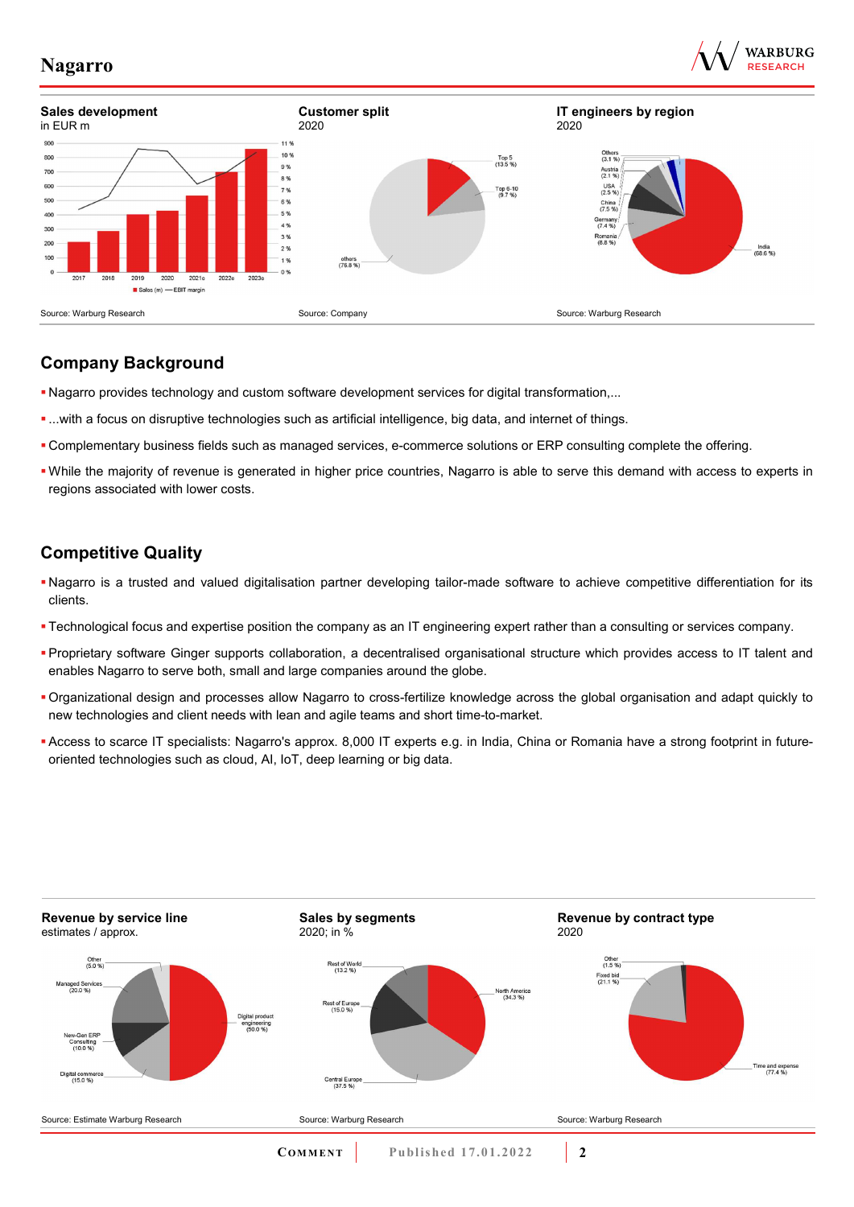**Sales development**
in EUR m

Source: Warburg Research

**Customer split**
2020

Source: Company

**IT engineers by region**
2020

Source: Warburg Research

## Company Background

- Nagarro provides technology and custom software development services for digital transformation,...
- ...with a focus on disruptive technologies such as artificial intelligence, big data, and internet of things.
- Complementary business fields such as managed services, e-commerce solutions or ERP consulting complete the offering.
- While the majority of revenue is generated in higher price countries, Nagarro is able to serve this demand with access to experts in regions associated with lower costs.

## Competitive Quality

- Nagarro is a trusted and valued digitalisation partner developing tailor-made software to achieve competitive differentiation for its clients.
- Technological focus and expertise position the company as an IT engineering expert rather than a consulting or services company.
- Proprietary software Ginger supports collaboration, a decentralised organisational structure which provides access to IT talent and enables Nagarro to serve both, small and large companies around the globe.
- Organizational design and processes allow Nagarro to cross-fertilize knowledge across the global organisation and adapt quickly to new technologies and client needs with lean and agile teams and short time-to-market.
- Access to scarce IT specialists: Nagarro's approx. 8,000 IT experts e.g. in India, China or Romania have a strong footprint in future-oriented technologies such as cloud, AI, IoT, deep learning or big data.

**Revenue by service line**
estimates / approx.

Source: Estimate Warburg Research

**Sales by segments**
2020; in %

Source: Warburg Research

**Revenue by contract type**
2020

Source: Warburg Research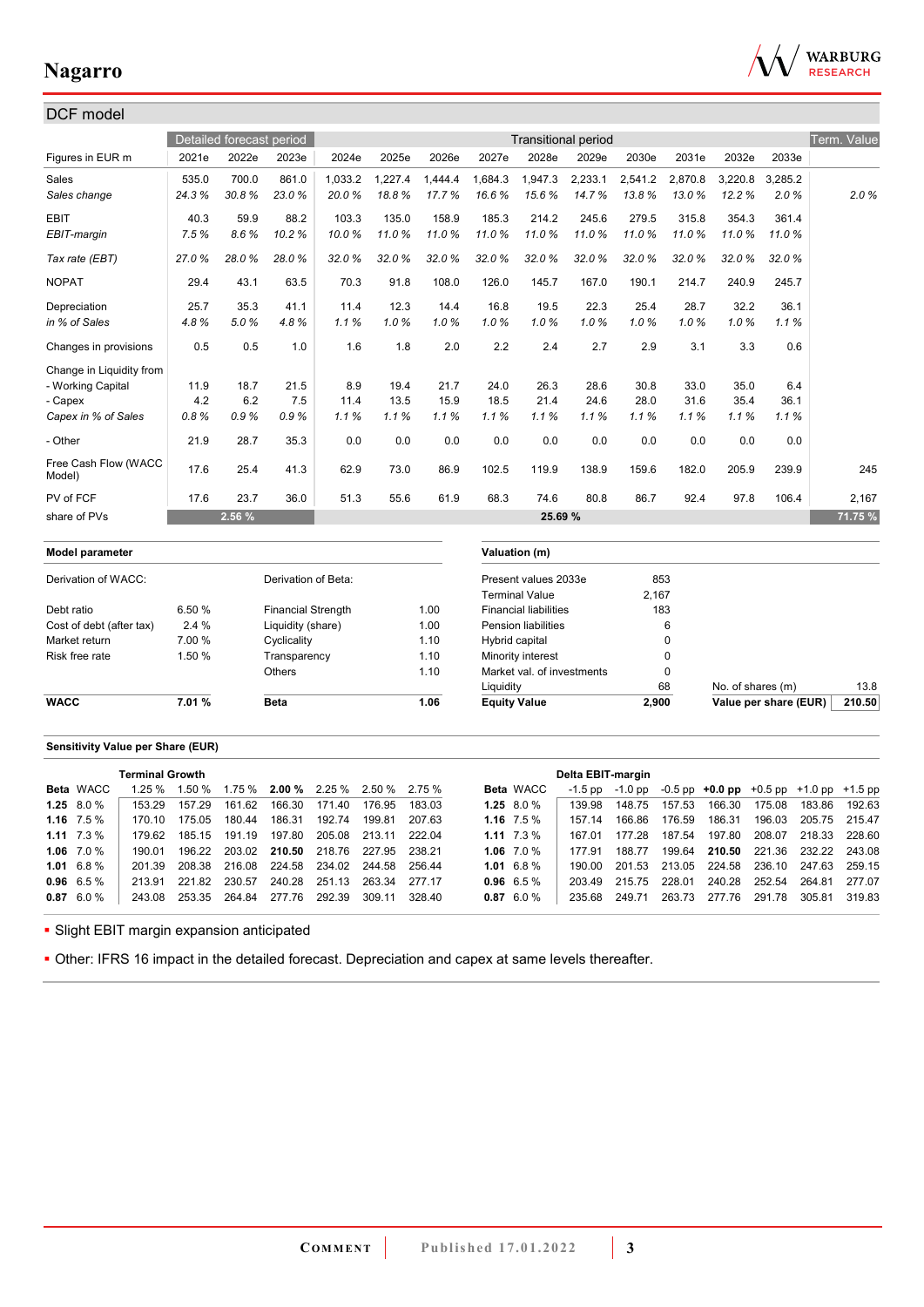## DCF model

| Figures in EUR m | 2021e | 2022e | 2023e | 2024e | 2025e | 2026e | 2027e | 2028e | 2029e | 2030e | 2031e | 2032e | 2033e | Term. Value |
|---|---|---|---|---|---|---|---|---|---|---|---|---|---|---|
| | Detailed forecast period | | | Transitional period | | | | | | | | | | Term. Value |
| Sales | 535.0 | 700.0 | 861.0 | 1,033.2 | 1,227.4 | 1,444.4 | 1,684.3 | 1,947.3 | 2,233.1 | 2,541.2 | 2,870.8 | 3,220.8 | 3,285.2 | |
| *Sales change* | *24.3 %* | *30.8 %* | *23.0 %* | *20.0 %* | *18.8 %* | *17.7 %* | *16.6 %* | *15.6 %* | *14.7 %* | *13.8 %* | *13.0 %* | *12.2 %* | *2.0 %* | *2.0 %* |
| EBIT | 40.3 | 59.9 | 88.2 | 103.3 | 135.0 | 158.9 | 185.3 | 214.2 | 245.6 | 279.5 | 315.8 | 354.3 | 361.4 | |
| *EBIT-margin* | *7.5 %* | *8.6 %* | *10.2 %* | *10.0 %* | *11.0 %* | *11.0 %* | *11.0 %* | *11.0 %* | *11.0 %* | *11.0 %* | *11.0 %* | *11.0 %* | *11.0 %* | |
| *Tax rate (EBT)* | *27.0 %* | *28.0 %* | *28.0 %* | *32.0 %* | *32.0 %* | *32.0 %* | *32.0 %* | *32.0 %* | *32.0 %* | *32.0 %* | *32.0 %* | *32.0 %* | *32.0 %* | |
| NOPAT | 29.4 | 43.1 | 63.5 | 70.3 | 91.8 | 108.0 | 126.0 | 145.7 | 167.0 | 190.1 | 214.7 | 240.9 | 245.7 | |
| Depreciation | 25.7 | 35.3 | 41.1 | 11.4 | 12.3 | 14.4 | 16.8 | 19.5 | 22.3 | 25.4 | 28.7 | 32.2 | 36.1 | |
| *in % of Sales* | *4.8 %* | *5.0 %* | *4.8 %* | *1.1 %* | *1.0 %* | *1.0 %* | *1.0 %* | *1.0 %* | *1.0 %* | *1.0 %* | *1.0 %* | *1.0 %* | *1.1 %* | |
| Changes in provisions | 0.5 | 0.5 | 1.0 | 1.6 | 1.8 | 2.0 | 2.2 | 2.4 | 2.7 | 2.9 | 3.1 | 3.3 | 0.6 | |
| Change in Liquidity from | | | | | | | | | | | | | | |
| - Working Capital | 11.9 | 18.7 | 21.5 | 8.9 | 19.4 | 21.7 | 24.0 | 26.3 | 28.6 | 30.8 | 33.0 | 35.0 | 6.4 | |
| - Capex | 4.2 | 6.2 | 7.5 | 11.4 | 13.5 | 15.9 | 18.5 | 21.4 | 24.6 | 28.0 | 31.6 | 35.4 | 36.1 | |
| *Capex in % of Sales* | *0.8 %* | *0.9 %* | *0.9 %* | *1.1 %* | *1.1 %* | *1.1 %* | *1.1 %* | *1.1 %* | *1.1 %* | *1.1 %* | *1.1 %* | *1.1 %* | *1.1 %* | |
| - Other | 21.9 | 28.7 | 35.3 | 0.0 | 0.0 | 0.0 | 0.0 | 0.0 | 0.0 | 0.0 | 0.0 | 0.0 | 0.0 | |
| Free Cash Flow (WACC Model) | 17.6 | 25.4 | 41.3 | 62.9 | 73.0 | 86.9 | 102.5 | 119.9 | 138.9 | 159.6 | 182.0 | 205.9 | 239.9 | 245 |
| PV of FCF | 17.6 | 23.7 | 36.0 | 51.3 | 55.6 | 61.9 | 68.3 | 74.6 | 80.8 | 86.7 | 92.4 | 97.8 | 106.4 | 2,167 |
| share of PVs | | 2.56 % | | | | | | 25.69 % | | | | | | 71.75 % |

| Model parameter | | | | Valuation (m) | | | |
|---|---|---|---|---|---|---|---|
| Derivation of WACC: | | Derivation of Beta: | | Present values 2033e | 853 | | |
| | | | | Terminal Value | 2,167 | | |
| Debt ratio | 6.50 % | Financial Strength | 1.00 | Financial liabilities | 183 | | |
| Cost of debt (after tax) | 2.4 % | Liquidity (share) | 1.00 | Pension liabilities | 6 | | |
| Market return | 7.00 % | Cyclicality | 1.10 | Hybrid capital | 0 | | |
| Risk free rate | 1.50 % | Transparency | 1.10 | Minority interest | 0 | | |
| | | Others | 1.10 | Market val. of investments | 0 | | |
| | | | | Liquidity | 68 | No. of shares (m) | 13.8 |
| **WACC** | **7.01 %** | **Beta** | **1.06** | **Equity Value** | **2,900** | **Value per share (EUR)** | **210.50** |

### Sensitivity Value per Share (EUR)

| Beta | WACC | Terminal Growth 1.25 % | 1.50 % | 1.75 % | **2.00 %** | 2.25 % | 2.50 % | 2.75 % |
|---|---|---|---|---|---|---|---|---|
| **1.25** | 8.0 % | 153.29 | 157.29 | 161.62 | 166.30 | 171.40 | 176.95 | 183.03 |
| **1.16** | 7.5 % | 170.10 | 175.05 | 180.44 | 186.31 | 192.74 | 199.81 | 207.63 |
| **1.11** | 7.3 % | 179.62 | 185.15 | 191.19 | 197.80 | 205.08 | 213.11 | 222.04 |
| **1.06** | 7.0 % | 190.01 | 196.22 | 203.02 | **210.50** | 218.76 | 227.95 | 238.21 |
| **1.01** | 6.8 % | 201.39 | 208.38 | 216.08 | 224.58 | 234.02 | 244.58 | 256.44 |
| **0.96** | 6.5 % | 213.91 | 221.82 | 230.57 | 240.28 | 251.13 | 263.34 | 277.17 |
| **0.87** | 6.0 % | 243.08 | 253.35 | 264.84 | 277.76 | 292.39 | 309.11 | 328.40 |

| Beta | WACC | Delta EBIT-margin -1.5 pp | -1.0 pp | -0.5 pp | **+0.0 pp** | +0.5 pp | +1.0 pp | +1.5 pp |
|---|---|---|---|---|---|---|---|---|
| **1.25** | 8.0 % | 139.98 | 148.75 | 157.53 | 166.30 | 175.08 | 183.86 | 192.63 |
| **1.16** | 7.5 % | 157.14 | 166.86 | 176.59 | 186.31 | 196.03 | 205.75 | 215.47 |
| **1.11** | 7.3 % | 167.01 | 177.28 | 187.54 | 197.80 | 208.07 | 218.33 | 228.60 |
| **1.06** | 7.0 % | 177.91 | 188.77 | 199.64 | **210.50** | 221.36 | 232.22 | 243.08 |
| **1.01** | 6.8 % | 190.00 | 201.53 | 213.05 | 224.58 | 236.10 | 247.63 | 259.15 |
| **0.96** | 6.5 % | 203.49 | 215.75 | 228.01 | 240.28 | 252.54 | 264.81 | 277.07 |
| **0.87** | 6.0 % | 235.68 | 249.71 | 263.73 | 277.76 | 291.78 | 305.81 | 319.83 |

- Slight EBIT margin expansion anticipated
- Other: IFRS 16 impact in the detailed forecast. Depreciation and capex at same levels thereafter.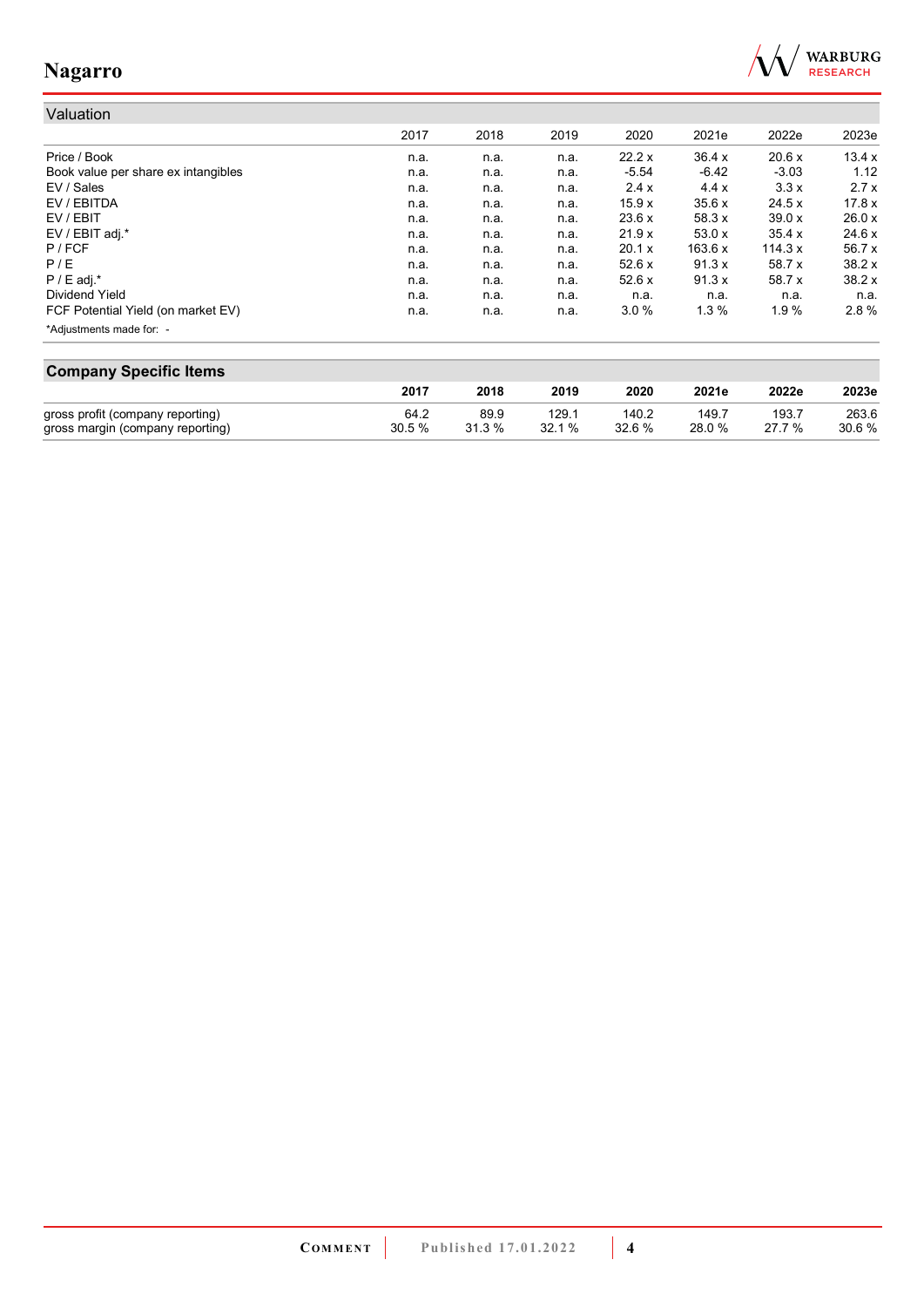## Valuation

| | 2017 | 2018 | 2019 | 2020 | 2021e | 2022e | 2023e |
|---|---|---|---|---|---|---|---|
| Price / Book | n.a. | n.a. | n.a. | 22.2 x | 36.4 x | 20.6 x | 13.4 x |
| Book value per share ex intangibles | n.a. | n.a. | n.a. | -5.54 | -6.42 | -3.03 | 1.12 |
| EV / Sales | n.a. | n.a. | n.a. | 2.4 x | 4.4 x | 3.3 x | 2.7 x |
| EV / EBITDA | n.a. | n.a. | n.a. | 15.9 x | 35.6 x | 24.5 x | 17.8 x |
| EV / EBIT | n.a. | n.a. | n.a. | 23.6 x | 58.3 x | 39.0 x | 26.0 x |
| EV / EBIT adj.* | n.a. | n.a. | n.a. | 21.9 x | 53.0 x | 35.4 x | 24.6 x |
| P / FCF | n.a. | n.a. | n.a. | 20.1 x | 163.6 x | 114.3 x | 56.7 x |
| P / E | n.a. | n.a. | n.a. | 52.6 x | 91.3 x | 58.7 x | 38.2 x |
| P / E adj.* | n.a. | n.a. | n.a. | 52.6 x | 91.3 x | 58.7 x | 38.2 x |
| Dividend Yield | n.a. | n.a. | n.a. | n.a. | n.a. | n.a. | n.a. |
| FCF Potential Yield (on market EV) | n.a. | n.a. | n.a. | 3.0 % | 1.3 % | 1.9 % | 2.8 % |

*Adjustments made for: -

## Company Specific Items

| | 2017 | 2018 | 2019 | 2020 | 2021e | 2022e | 2023e |
|---|---|---|---|---|---|---|---|
| gross profit (company reporting) | 64.2 | 89.9 | 129.1 | 140.2 | 149.7 | 193.7 | 263.6 |
| gross margin (company reporting) | 30.5 % | 31.3 % | 32.1 % | 32.6 % | 28.0 % | 27.7 % | 30.6 % |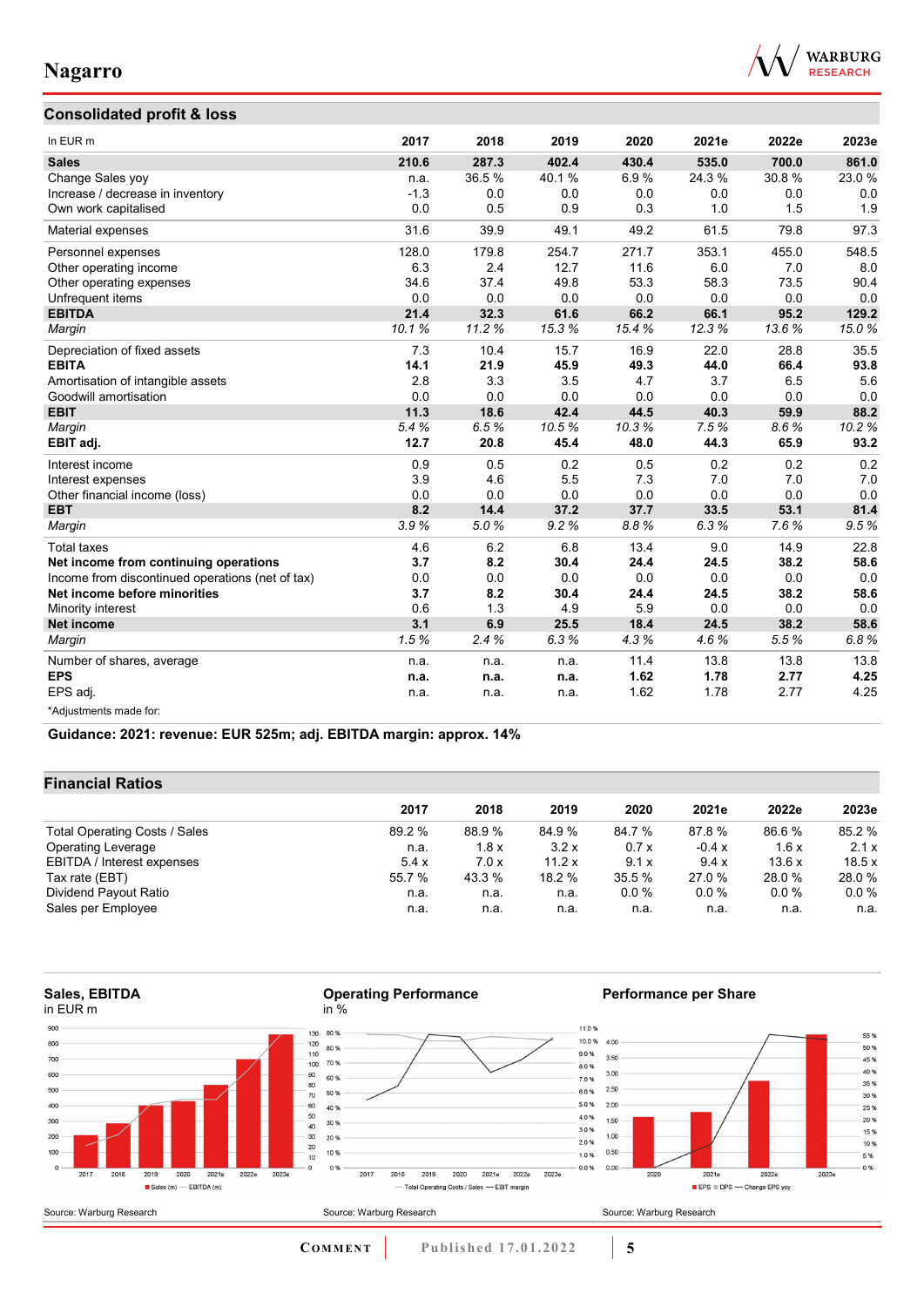## Consolidated profit & loss

| In EUR m | 2017 | 2018 | 2019 | 2020 | 2021e | 2022e | 2023e |
|---|---|---|---|---|---|---|---|
| **Sales** | **210.6** | **287.3** | **402.4** | **430.4** | **535.0** | **700.0** | **861.0** |
| Change Sales yoy | n.a. | 36.5 % | 40.1 % | 6.9 % | 24.3 % | 30.8 % | 23.0 % |
| Increase / decrease in inventory | -1.3 | 0.0 | 0.0 | 0.0 | 0.0 | 0.0 | 0.0 |
| Own work capitalised | 0.0 | 0.5 | 0.9 | 0.3 | 1.0 | 1.5 | 1.9 |
| Material expenses | 31.6 | 39.9 | 49.1 | 49.2 | 61.5 | 79.8 | 97.3 |
| Personnel expenses | 128.0 | 179.8 | 254.7 | 271.7 | 353.1 | 455.0 | 548.5 |
| Other operating income | 6.3 | 2.4 | 12.7 | 11.6 | 6.0 | 7.0 | 8.0 |
| Other operating expenses | 34.6 | 37.4 | 49.8 | 53.3 | 58.3 | 73.5 | 90.4 |
| Unfrequent items | 0.0 | 0.0 | 0.0 | 0.0 | 0.0 | 0.0 | 0.0 |
| **EBITDA** | **21.4** | **32.3** | **61.6** | **66.2** | **66.1** | **95.2** | **129.2** |
| *Margin* | *10.1 %* | *11.2 %* | *15.3 %* | *15.4 %* | *12.3 %* | *13.6 %* | *15.0 %* |
| Depreciation of fixed assets | 7.3 | 10.4 | 15.7 | 16.9 | 22.0 | 28.8 | 35.5 |
| **EBITA** | **14.1** | **21.9** | **45.9** | **49.3** | **44.0** | **66.4** | **93.8** |
| Amortisation of intangible assets | 2.8 | 3.3 | 3.5 | 4.7 | 3.7 | 6.5 | 5.6 |
| Goodwill amortisation | 0.0 | 0.0 | 0.0 | 0.0 | 0.0 | 0.0 | 0.0 |
| **EBIT** | **11.3** | **18.6** | **42.4** | **44.5** | **40.3** | **59.9** | **88.2** |
| *Margin* | *5.4 %* | *6.5 %* | *10.5 %* | *10.3 %* | *7.5 %* | *8.6 %* | *10.2 %* |
| **EBIT adj.** | **12.7** | **20.8** | **45.4** | **48.0** | **44.3** | **65.9** | **93.2** |
| Interest income | 0.9 | 0.5 | 0.2 | 0.5 | 0.2 | 0.2 | 0.2 |
| Interest expenses | 3.9 | 4.6 | 5.5 | 7.3 | 7.0 | 7.0 | 7.0 |
| Other financial income (loss) | 0.0 | 0.0 | 0.0 | 0.0 | 0.0 | 0.0 | 0.0 |
| **EBT** | **8.2** | **14.4** | **37.2** | **37.7** | **33.5** | **53.1** | **81.4** |
| *Margin* | *3.9 %* | *5.0 %* | *9.2 %* | *8.8 %* | *6.3 %* | *7.6 %* | *9.5 %* |
| Total taxes | 4.6 | 6.2 | 6.8 | 13.4 | 9.0 | 14.9 | 22.8 |
| **Net income from continuing operations** | **3.7** | **8.2** | **30.4** | **24.4** | **24.5** | **38.2** | **58.6** |
| Income from discontinued operations (net of tax) | 0.0 | 0.0 | 0.0 | 0.0 | 0.0 | 0.0 | 0.0 |
| **Net income before minorities** | **3.7** | **8.2** | **30.4** | **24.4** | **24.5** | **38.2** | **58.6** |
| Minority interest | 0.6 | 1.3 | 4.9 | 5.9 | 0.0 | 0.0 | 0.0 |
| **Net income** | **3.1** | **6.9** | **25.5** | **18.4** | **24.5** | **38.2** | **58.6** |
| *Margin* | *1.5 %* | *2.4 %* | *6.3 %* | *4.3 %* | *4.6 %* | *5.5 %* | *6.8 %* |
| Number of shares, average | n.a. | n.a. | n.a. | 11.4 | 13.8 | 13.8 | 13.8 |
| **EPS** | **n.a.** | **n.a.** | **n.a.** | **1.62** | **1.78** | **2.77** | **4.25** |
| EPS adj. | n.a. | n.a. | n.a. | 1.62 | 1.78 | 2.77 | 4.25 |

*Adjustments made for:

**Guidance: 2021: revenue: EUR 525m; adj. EBITDA margin: approx. 14%**

## Financial Ratios

| | 2017 | 2018 | 2019 | 2020 | 2021e | 2022e | 2023e |
|---|---|---|---|---|---|---|---|
| Total Operating Costs / Sales | 89.2 % | 88.9 % | 84.9 % | 84.7 % | 87.8 % | 86.6 % | 85.2 % |
| Operating Leverage | n.a. | 1.8 x | 3.2 x | 0.7 x | -0.4 x | 1.6 x | 2.1 x |
| EBITDA / Interest expenses | 5.4 x | 7.0 x | 11.2 x | 9.1 x | 9.4 x | 13.6 x | 18.5 x |
| Tax rate (EBT) | 55.7 % | 43.3 % | 18.2 % | 35.5 % | 27.0 % | 28.0 % | 28.0 % |
| Dividend Payout Ratio | n.a. | n.a. | n.a. | 0.0 % | 0.0 % | 0.0 % | 0.0 % |
| Sales per Employee | n.a. | n.a. | n.a. | n.a. | n.a. | n.a. | n.a. |

**Sales, EBITDA**
in EUR m

Source: Warburg Research

**Operating Performance**
in %

Source: Warburg Research

**Performance per Share**

Source: Warburg Research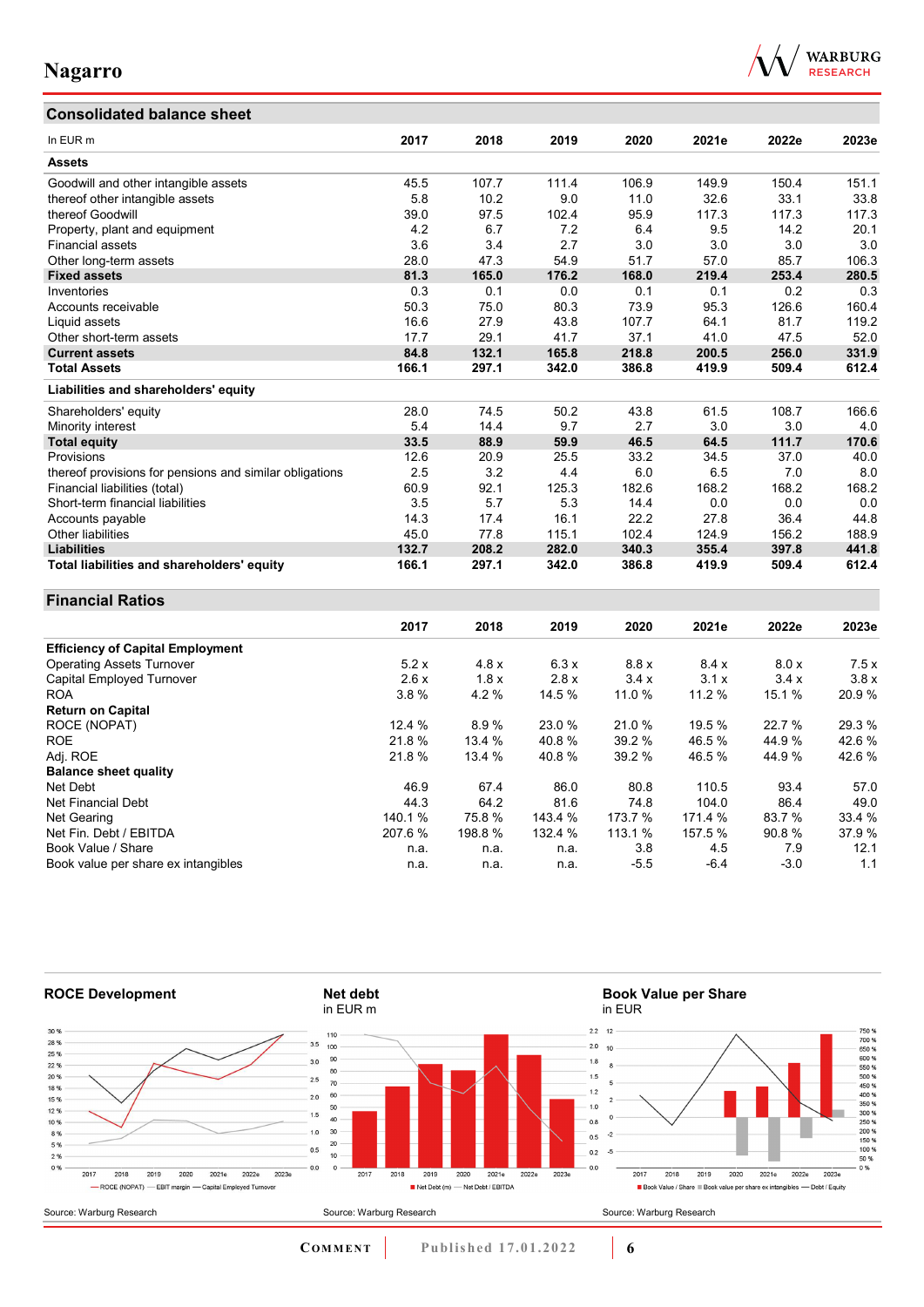## Consolidated balance sheet

| In EUR m | 2017 | 2018 | 2019 | 2020 | 2021e | 2022e | 2023e |
|---|---|---|---|---|---|---|---|
| **Assets** | | | | | | | |
| Goodwill and other intangible assets | 45.5 | 107.7 | 111.4 | 106.9 | 149.9 | 150.4 | 151.1 |
| thereof other intangible assets | 5.8 | 10.2 | 9.0 | 11.0 | 32.6 | 33.1 | 33.8 |
| thereof Goodwill | 39.0 | 97.5 | 102.4 | 95.9 | 117.3 | 117.3 | 117.3 |
| Property, plant and equipment | 4.2 | 6.7 | 7.2 | 6.4 | 9.5 | 14.2 | 20.1 |
| Financial assets | 3.6 | 3.4 | 2.7 | 3.0 | 3.0 | 3.0 | 3.0 |
| Other long-term assets | 28.0 | 47.3 | 54.9 | 51.7 | 57.0 | 85.7 | 106.3 |
| **Fixed assets** | **81.3** | **165.0** | **176.2** | **168.0** | **219.4** | **253.4** | **280.5** |
| Inventories | 0.3 | 0.1 | 0.0 | 0.1 | 0.1 | 0.2 | 0.3 |
| Accounts receivable | 50.3 | 75.0 | 80.3 | 73.9 | 95.3 | 126.6 | 160.4 |
| Liquid assets | 16.6 | 27.9 | 43.8 | 107.7 | 64.1 | 81.7 | 119.2 |
| Other short-term assets | 17.7 | 29.1 | 41.7 | 37.1 | 41.0 | 47.5 | 52.0 |
| **Current assets** | **84.8** | **132.1** | **165.8** | **218.8** | **200.5** | **256.0** | **331.9** |
| **Total Assets** | **166.1** | **297.1** | **342.0** | **386.8** | **419.9** | **509.4** | **612.4** |
| **Liabilities and shareholders' equity** | | | | | | | |
| Shareholders' equity | 28.0 | 74.5 | 50.2 | 43.8 | 61.5 | 108.7 | 166.6 |
| Minority interest | 5.4 | 14.4 | 9.7 | 2.7 | 3.0 | 3.0 | 4.0 |
| **Total equity** | **33.5** | **88.9** | **59.9** | **46.5** | **64.5** | **111.7** | **170.6** |
| Provisions | 12.6 | 20.9 | 25.5 | 33.2 | 34.5 | 37.0 | 40.0 |
| thereof provisions for pensions and similar obligations | 2.5 | 3.2 | 4.4 | 6.0 | 6.5 | 7.0 | 8.0 |
| Financial liabilities (total) | 60.9 | 92.1 | 125.3 | 182.6 | 168.2 | 168.2 | 168.2 |
| Short-term financial liabilities | 3.5 | 5.7 | 5.3 | 14.4 | 0.0 | 0.0 | 0.0 |
| Accounts payable | 14.3 | 17.4 | 16.1 | 22.2 | 27.8 | 36.4 | 44.8 |
| Other liabilities | 45.0 | 77.8 | 115.1 | 102.4 | 124.9 | 156.2 | 188.9 |
| **Liabilities** | **132.7** | **208.2** | **282.0** | **340.3** | **355.4** | **397.8** | **441.8** |
| **Total liabilities and shareholders' equity** | **166.1** | **297.1** | **342.0** | **386.8** | **419.9** | **509.4** | **612.4** |

## Financial Ratios

| | 2017 | 2018 | 2019 | 2020 | 2021e | 2022e | 2023e |
|---|---|---|---|---|---|---|---|
| **Efficiency of Capital Employment** | | | | | | | |
| Operating Assets Turnover | 5.2 x | 4.8 x | 6.3 x | 8.8 x | 8.4 x | 8.0 x | 7.5 x |
| Capital Employed Turnover | 2.6 x | 1.8 x | 2.8 x | 3.4 x | 3.1 x | 3.4 x | 3.8 x |
| ROA | 3.8 % | 4.2 % | 14.5 % | 11.0 % | 11.2 % | 15.1 % | 20.9 % |
| **Return on Capital** | | | | | | | |
| ROCE (NOPAT) | 12.4 % | 8.9 % | 23.0 % | 21.0 % | 19.5 % | 22.7 % | 29.3 % |
| ROE | 21.8 % | 13.4 % | 40.8 % | 39.2 % | 46.5 % | 44.9 % | 42.6 % |
| Adj. ROE | 21.8 % | 13.4 % | 40.8 % | 39.2 % | 46.5 % | 44.9 % | 42.6 % |
| **Balance sheet quality** | | | | | | | |
| Net Debt | 46.9 | 67.4 | 86.0 | 80.8 | 110.5 | 93.4 | 57.0 |
| Net Financial Debt | 44.3 | 64.2 | 81.6 | 74.8 | 104.0 | 86.4 | 49.0 |
| Net Gearing | 140.1 % | 75.8 % | 143.4 % | 173.7 % | 171.4 % | 83.7 % | 33.4 % |
| Net Fin. Debt / EBITDA | 207.6 % | 198.8 % | 132.4 % | 113.1 % | 157.5 % | 90.8 % | 37.9 % |
| Book Value / Share | n.a. | n.a. | n.a. | 3.8 | 4.5 | 7.9 | 12.1 |
| Book value per share ex intangibles | n.a. | n.a. | n.a. | -5.5 | -6.4 | -3.0 | 1.1 |

**ROCE Development**

Source: Warburg Research

**Net debt**
in EUR m

Source: Warburg Research

**Book Value per Share**
in EUR

Source: Warburg Research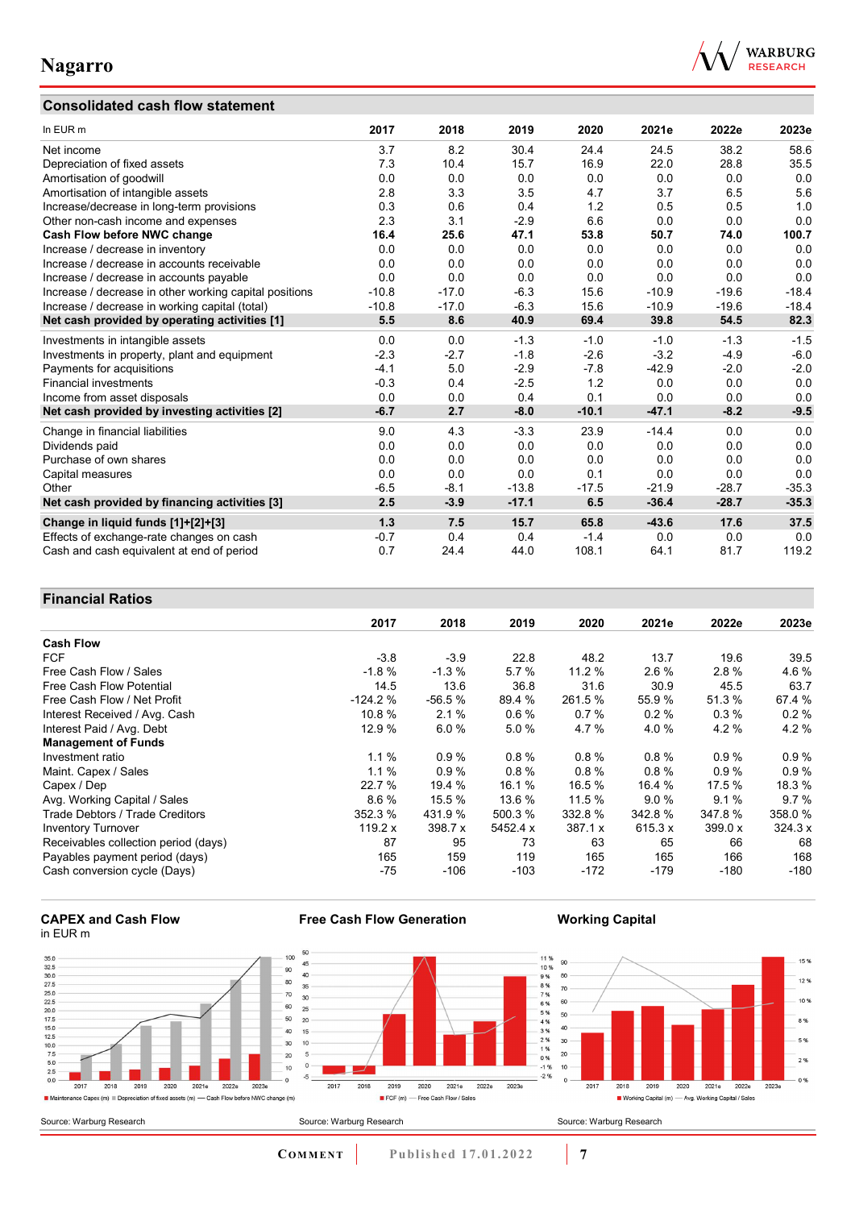## Consolidated cash flow statement

| In EUR m | 2017 | 2018 | 2019 | 2020 | 2021e | 2022e | 2023e |
|---|---|---|---|---|---|---|---|
| Net income | 3.7 | 8.2 | 30.4 | 24.4 | 24.5 | 38.2 | 58.6 |
| Depreciation of fixed assets | 7.3 | 10.4 | 15.7 | 16.9 | 22.0 | 28.8 | 35.5 |
| Amortisation of goodwill | 0.0 | 0.0 | 0.0 | 0.0 | 0.0 | 0.0 | 0.0 |
| Amortisation of intangible assets | 2.8 | 3.3 | 3.5 | 4.7 | 3.7 | 6.5 | 5.6 |
| Increase/decrease in long-term provisions | 0.3 | 0.6 | 0.4 | 1.2 | 0.5 | 0.5 | 1.0 |
| Other non-cash income and expenses | 2.3 | 3.1 | -2.9 | 6.6 | 0.0 | 0.0 | 0.0 |
| **Cash Flow before NWC change** | **16.4** | **25.6** | **47.1** | **53.8** | **50.7** | **74.0** | **100.7** |
| Increase / decrease in inventory | 0.0 | 0.0 | 0.0 | 0.0 | 0.0 | 0.0 | 0.0 |
| Increase / decrease in accounts receivable | 0.0 | 0.0 | 0.0 | 0.0 | 0.0 | 0.0 | 0.0 |
| Increase / decrease in accounts payable | 0.0 | 0.0 | 0.0 | 0.0 | 0.0 | 0.0 | 0.0 |
| Increase / decrease in other working capital positions | -10.8 | -17.0 | -6.3 | 15.6 | -10.9 | -19.6 | -18.4 |
| Increase / decrease in working capital (total) | -10.8 | -17.0 | -6.3 | 15.6 | -10.9 | -19.6 | -18.4 |
| **Net cash provided by operating activities [1]** | **5.5** | **8.6** | **40.9** | **69.4** | **39.8** | **54.5** | **82.3** |
| Investments in intangible assets | 0.0 | 0.0 | -1.3 | -1.0 | -1.0 | -1.3 | -1.5 |
| Investments in property, plant and equipment | -2.3 | -2.7 | -1.8 | -2.6 | -3.2 | -4.9 | -6.0 |
| Payments for acquisitions | -4.1 | 5.0 | -2.9 | -7.8 | -42.9 | -2.0 | -2.0 |
| Financial investments | -0.3 | 0.4 | -2.5 | 1.2 | 0.0 | 0.0 | 0.0 |
| Income from asset disposals | 0.0 | 0.0 | 0.4 | 0.1 | 0.0 | 0.0 | 0.0 |
| **Net cash provided by investing activities [2]** | **-6.7** | **2.7** | **-8.0** | **-10.1** | **-47.1** | **-8.2** | **-9.5** |
| Change in financial liabilities | 9.0 | 4.3 | -3.3 | 23.9 | -14.4 | 0.0 | 0.0 |
| Dividends paid | 0.0 | 0.0 | 0.0 | 0.0 | 0.0 | 0.0 | 0.0 |
| Purchase of own shares | 0.0 | 0.0 | 0.0 | 0.0 | 0.0 | 0.0 | 0.0 |
| Capital measures | 0.0 | 0.0 | 0.0 | 0.1 | 0.0 | 0.0 | 0.0 |
| Other | -6.5 | -8.1 | -13.8 | -17.5 | -21.9 | -28.7 | -35.3 |
| **Net cash provided by financing activities [3]** | **2.5** | **-3.9** | **-17.1** | **6.5** | **-36.4** | **-28.7** | **-35.3** |
| **Change in liquid funds [1]+[2]+[3]** | **1.3** | **7.5** | **15.7** | **65.8** | **-43.6** | **17.6** | **37.5** |
| Effects of exchange-rate changes on cash | -0.7 | 0.4 | 0.4 | -1.4 | 0.0 | 0.0 | 0.0 |
| Cash and cash equivalent at end of period | 0.7 | 24.4 | 44.0 | 108.1 | 64.1 | 81.7 | 119.2 |

## Financial Ratios

| | 2017 | 2018 | 2019 | 2020 | 2021e | 2022e | 2023e |
|---|---|---|---|---|---|---|---|
| **Cash Flow** | | | | | | | |
| FCF | -3.8 | -3.9 | 22.8 | 48.2 | 13.7 | 19.6 | 39.5 |
| Free Cash Flow / Sales | -1.8 % | -1.3 % | 5.7 % | 11.2 % | 2.6 % | 2.8 % | 4.6 % |
| Free Cash Flow Potential | 14.5 | 13.6 | 36.8 | 31.6 | 30.9 | 45.5 | 63.7 |
| Free Cash Flow / Net Profit | -124.2 % | -56.5 % | 89.4 % | 261.5 % | 55.9 % | 51.3 % | 67.4 % |
| Interest Received / Avg. Cash | 10.8 % | 2.1 % | 0.6 % | 0.7 % | 0.2 % | 0.3 % | 0.2 % |
| Interest Paid / Avg. Debt | 12.9 % | 6.0 % | 5.0 % | 4.7 % | 4.0 % | 4.2 % | 4.2 % |
| **Management of Funds** | | | | | | | |
| Investment ratio | 1.1 % | 0.9 % | 0.8 % | 0.8 % | 0.8 % | 0.9 % | 0.9 % |
| Maint. Capex / Sales | 1.1 % | 0.9 % | 0.8 % | 0.8 % | 0.8 % | 0.9 % | 0.9 % |
| Capex / Dep | 22.7 % | 19.4 % | 16.1 % | 16.5 % | 16.4 % | 17.5 % | 18.3 % |
| Avg. Working Capital / Sales | 8.6 % | 15.5 % | 13.6 % | 11.5 % | 9.0 % | 9.1 % | 9.7 % |
| Trade Debtors / Trade Creditors | 352.3 % | 431.9 % | 500.3 % | 332.8 % | 342.8 % | 347.8 % | 358.0 % |
| Inventory Turnover | 119.2 x | 398.7 x | 5452.4 x | 387.1 x | 615.3 x | 399.0 x | 324.3 x |
| Receivables collection period (days) | 87 | 95 | 73 | 63 | 65 | 66 | 68 |
| Payables payment period (days) | 165 | 159 | 119 | 165 | 165 | 166 | 168 |
| Cash conversion cycle (Days) | -75 | -106 | -103 | -172 | -179 | -180 | -180 |

**CAPEX and Cash Flow**
in EUR m

Maintenance Capex (m) | Depreciation of fixed assets (m) | Cash Flow before NWC change (m)

Source: Warburg Research

**Free Cash Flow Generation**

FCF (m) | Free Cash Flow / Sales

Source: Warburg Research

**Working Capital**

Working Capital (m) | Avg. Working Capital / Sales

Source: Warburg Research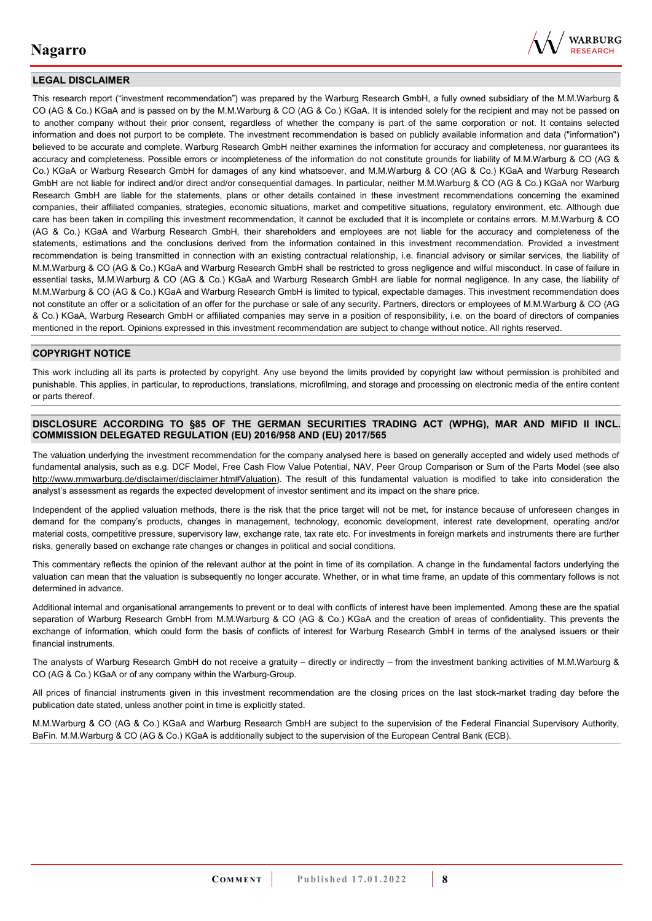## LEGAL DISCLAIMER

This research report ("investment recommendation") was prepared by the Warburg Research GmbH, a fully owned subsidiary of the M.M.Warburg & CO (AG & Co.) KGaA and is passed on by the M.M.Warburg & CO (AG & Co.) KGaA. It is intended solely for the recipient and may not be passed on to another company without their prior consent, regardless of whether the company is part of the same corporation or not. It contains selected information and does not purport to be complete. The investment recommendation is based on publicly available information and data ("information") believed to be accurate and complete. Warburg Research GmbH neither examines the information for accuracy and completeness, nor guarantees its accuracy and completeness. Possible errors or incompleteness of the information do not constitute grounds for liability of M.M.Warburg & CO (AG & Co.) KGaA or Warburg Research GmbH for damages of any kind whatsoever, and M.M.Warburg & CO (AG & Co.) KGaA and Warburg Research GmbH are not liable for indirect and/or direct and/or consequential damages. In particular, neither M.M.Warburg & CO (AG & Co.) KGaA nor Warburg Research GmbH are liable for the statements, plans or other details contained in these investment recommendations concerning the examined companies, their affiliated companies, strategies, economic situations, market and competitive situations, regulatory environment, etc. Although due care has been taken in compiling this investment recommendation, it cannot be excluded that it is incomplete or contains errors. M.M.Warburg & CO (AG & Co.) KGaA and Warburg Research GmbH, their shareholders and employees are not liable for the accuracy and completeness of the statements, estimations and the conclusions derived from the information contained in this investment recommendation. Provided a investment recommendation is being transmitted in connection with an existing contractual relationship, i.e. financial advisory or similar services, the liability of M.M.Warburg & CO (AG & Co.) KGaA and Warburg Research GmbH shall be restricted to gross negligence and wilful misconduct. In case of failure in essential tasks, M.M.Warburg & CO (AG & Co.) KGaA and Warburg Research GmbH are liable for normal negligence. In any case, the liability of M.M.Warburg & CO (AG & Co.) KGaA and Warburg Research GmbH is limited to typical, expectable damages. This investment recommendation does not constitute an offer or a solicitation of an offer for the purchase or sale of any security. Partners, directors or employees of M.M.Warburg & CO (AG & Co.) KGaA, Warburg Research GmbH or affiliated companies may serve in a position of responsibility, i.e. on the board of directors of companies mentioned in the report. Opinions expressed in this investment recommendation are subject to change without notice. All rights reserved.

## COPYRIGHT NOTICE

This work including all its parts is protected by copyright. Any use beyond the limits provided by copyright law without permission is prohibited and punishable. This applies, in particular, to reproductions, translations, microfilming, and storage and processing on electronic media of the entire content or parts thereof.

## DISCLOSURE ACCORDING TO §85 OF THE GERMAN SECURITIES TRADING ACT (WPHG), MAR AND MIFID II INCL. COMMISSION DELEGATED REGULATION (EU) 2016/958 AND (EU) 2017/565

The valuation underlying the investment recommendation for the company analysed here is based on generally accepted and widely used methods of fundamental analysis, such as e.g. DCF Model, Free Cash Flow Value Potential, NAV, Peer Group Comparison or Sum of the Parts Model (see also http://www.mmwarburg.de/disclaimer/disclaimer.htm#Valuation). The result of this fundamental valuation is modified to take into consideration the analyst's assessment as regards the expected development of investor sentiment and its impact on the share price.

Independent of the applied valuation methods, there is the risk that the price target will not be met, for instance because of unforeseen changes in demand for the company's products, changes in management, technology, economic development, interest rate development, operating and/or material costs, competitive pressure, supervisory law, exchange rate, tax rate etc. For investments in foreign markets and instruments there are further risks, generally based on exchange rate changes or changes in political and social conditions.

This commentary reflects the opinion of the relevant author at the point in time of its compilation. A change in the fundamental factors underlying the valuation can mean that the valuation is subsequently no longer accurate. Whether, or in what time frame, an update of this commentary follows is not determined in advance.

Additional internal and organisational arrangements to prevent or to deal with conflicts of interest have been implemented. Among these are the spatial separation of Warburg Research GmbH from M.M.Warburg & CO (AG & Co.) KGaA and the creation of areas of confidentiality. This prevents the exchange of information, which could form the basis of conflicts of interest for Warburg Research GmbH in terms of the analysed issuers or their financial instruments.

The analysts of Warburg Research GmbH do not receive a gratuity – directly or indirectly – from the investment banking activities of M.M.Warburg & CO (AG & Co.) KGaA or of any company within the Warburg-Group.

All prices of financial instruments given in this investment recommendation are the closing prices on the last stock-market trading day before the publication date stated, unless another point in time is explicitly stated.

M.M.Warburg & CO (AG & Co.) KGaA and Warburg Research GmbH are subject to the supervision of the Federal Financial Supervisory Authority, BaFin. M.M.Warburg & CO (AG & Co.) KGaA is additionally subject to the supervision of the European Central Bank (ECB).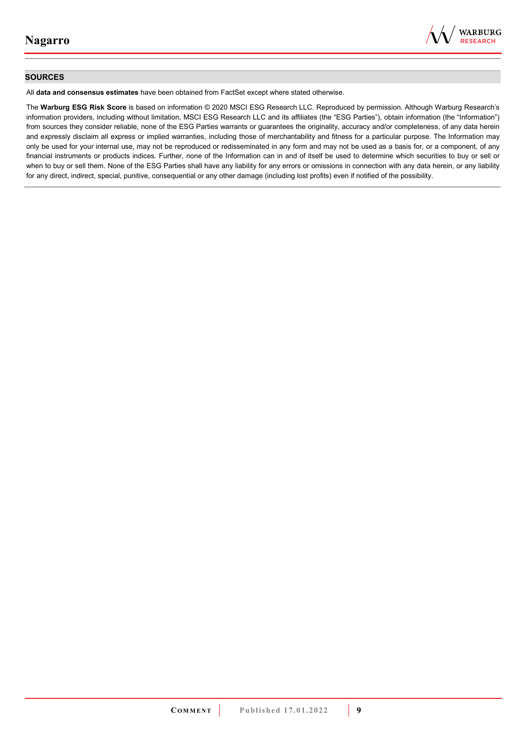## SOURCES

All **data and consensus estimates** have been obtained from FactSet except where stated otherwise.

The **Warburg ESG Risk Score** is based on information © 2020 MSCI ESG Research LLC. Reproduced by permission. Although Warburg Research's information providers, including without limitation, MSCI ESG Research LLC and its affiliates (the "ESG Parties"), obtain information (the "Information") from sources they consider reliable, none of the ESG Parties warrants or guarantees the originality, accuracy and/or completeness, of any data herein and expressly disclaim all express or implied warranties, including those of merchantability and fitness for a particular purpose. The Information may only be used for your internal use, may not be reproduced or redisseminated in any form and may not be used as a basis for, or a component, of any financial instruments or products indices. Further, none of the Information can in and of itself be used to determine which securities to buy or sell or when to buy or sell them. None of the ESG Parties shall have any liability for any errors or omissions in connection with any data herein, or any liability for any direct, indirect, special, punitive, consequential or any other damage (including lost profits) even if notified of the possibility.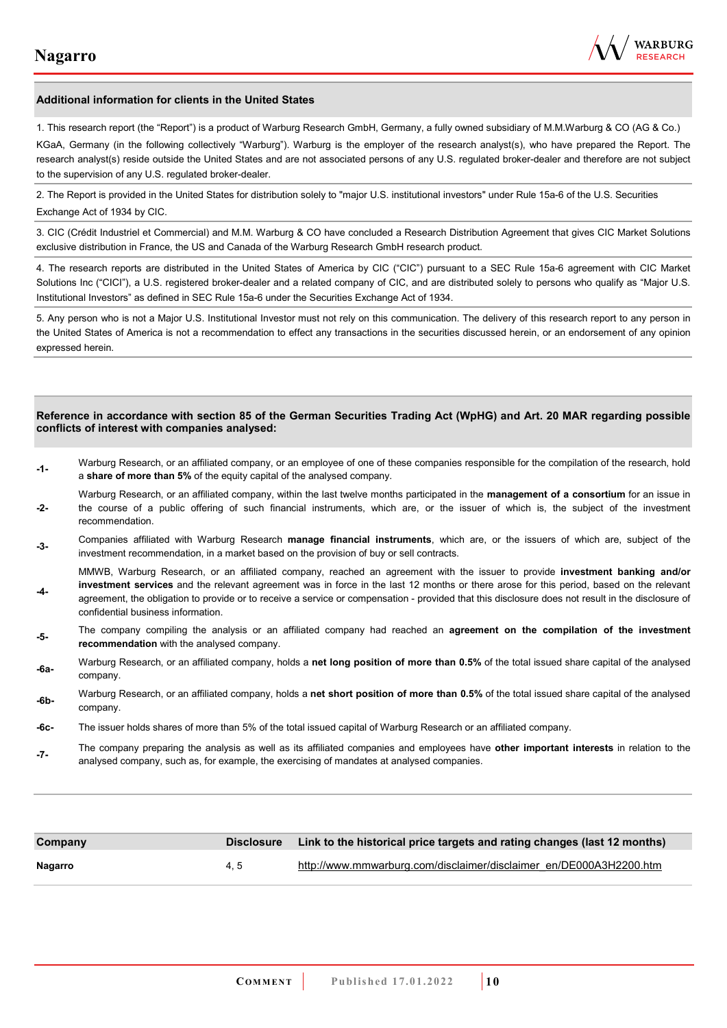## Additional information for clients in the United States

1. This research report (the "Report") is a product of Warburg Research GmbH, Germany, a fully owned subsidiary of M.M.Warburg & CO (AG & Co.) KGaA, Germany (in the following collectively "Warburg"). Warburg is the employer of the research analyst(s), who have prepared the Report. The research analyst(s) reside outside the United States and are not associated persons of any U.S. regulated broker-dealer and therefore are not subject to the supervision of any U.S. regulated broker-dealer.

2. The Report is provided in the United States for distribution solely to "major U.S. institutional investors" under Rule 15a-6 of the U.S. Securities Exchange Act of 1934 by CIC.

3. CIC (Crédit Industriel et Commercial) and M.M. Warburg & CO have concluded a Research Distribution Agreement that gives CIC Market Solutions exclusive distribution in France, the US and Canada of the Warburg Research GmbH research product.

4. The research reports are distributed in the United States of America by CIC ("CIC") pursuant to a SEC Rule 15a-6 agreement with CIC Market Solutions Inc ("CICI"), a U.S. registered broker-dealer and a related company of CIC, and are distributed solely to persons who qualify as "Major U.S. Institutional Investors" as defined in SEC Rule 15a-6 under the Securities Exchange Act of 1934.

5. Any person who is not a Major U.S. Institutional Investor must not rely on this communication. The delivery of this research report to any person in the United States of America is not a recommendation to effect any transactions in the securities discussed herein, or an endorsement of any opinion expressed herein.

## Reference in accordance with section 85 of the German Securities Trading Act (WpHG) and Art. 20 MAR regarding possible conflicts of interest with companies analysed:

**-1-** Warburg Research, or an affiliated company, or an employee of one of these companies responsible for the compilation of the research, hold a **share of more than 5%** of the equity capital of the analysed company.

**-2-** Warburg Research, or an affiliated company, within the last twelve months participated in the **management of a consortium** for an issue in the course of a public offering of such financial instruments, which are, or the issuer of which is, the subject of the investment recommendation.

**-3-** Companies affiliated with Warburg Research **manage financial instruments**, which are, or the issuers of which are, subject of the investment recommendation, in a market based on the provision of buy or sell contracts.

**-4-** MMWB, Warburg Research, or an affiliated company, reached an agreement with the issuer to provide **investment banking and/or investment services** and the relevant agreement was in force in the last 12 months or there arose for this period, based on the relevant agreement, the obligation to provide or to receive a service or compensation - provided that this disclosure does not result in the disclosure of confidential business information.

**-5-** The company compiling the analysis or an affiliated company had reached an **agreement on the compilation of the investment recommendation** with the analysed company.

**-6a-** Warburg Research, or an affiliated company, holds a **net long position of more than 0.5%** of the total issued share capital of the analysed company.

**-6b-** Warburg Research, or an affiliated company, holds a **net short position of more than 0.5%** of the total issued share capital of the analysed company.

**-6c-** The issuer holds shares of more than 5% of the total issued capital of Warburg Research or an affiliated company.

**-7-** The company preparing the analysis as well as its affiliated companies and employees have **other important interests** in relation to the analysed company, such as, for example, the exercising of mandates at analysed companies.

| Company | Disclosure | Link to the historical price targets and rating changes (last 12 months) |
|---|---|---|
| **Nagarro** | 4, 5 | http://www.mmwarburg.com/disclaimer/disclaimer_en/DE000A3H2200.htm |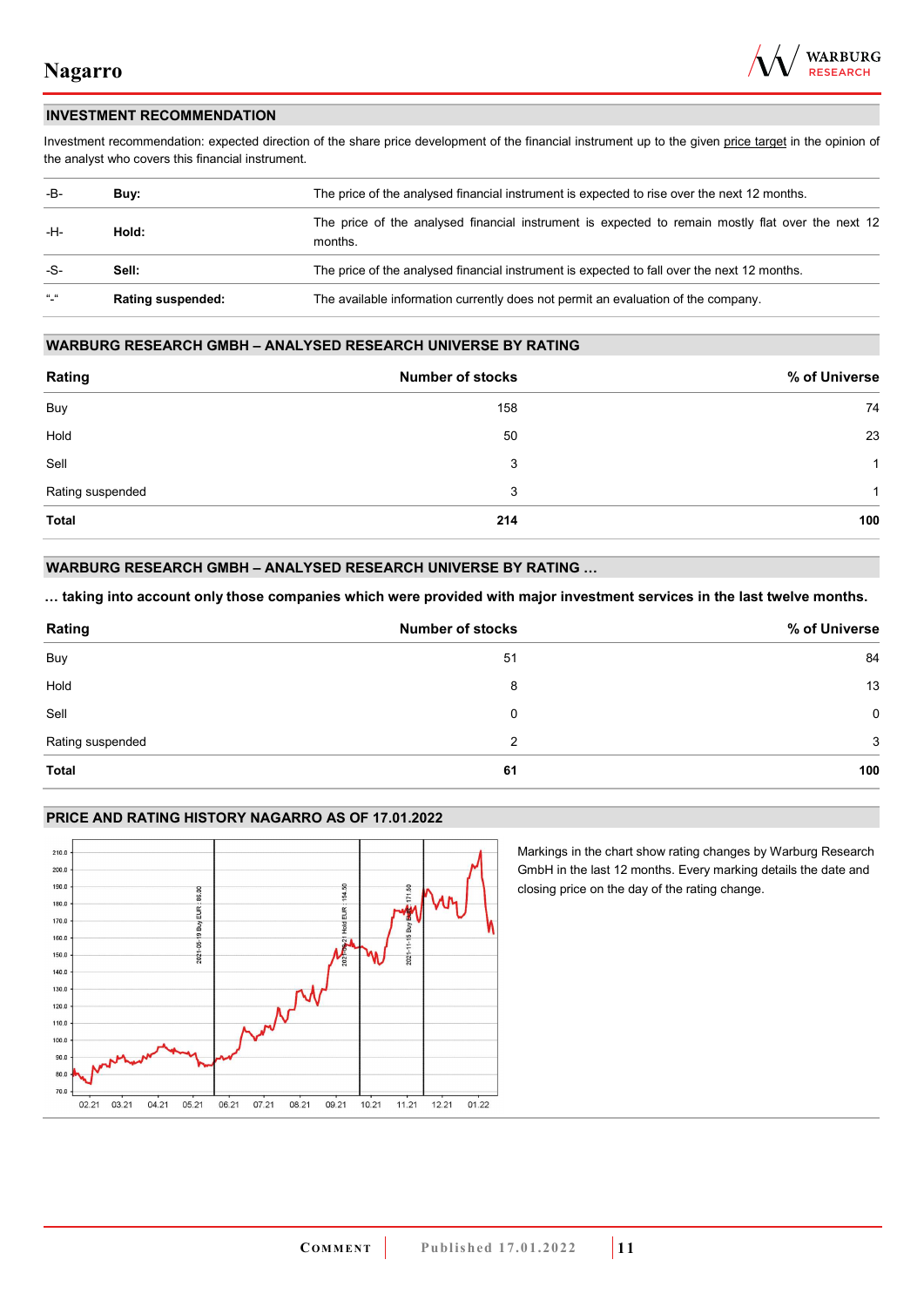## INVESTMENT RECOMMENDATION

Investment recommendation: expected direction of the share price development of the financial instrument up to the given price target in the opinion of the analyst who covers this financial instrument.

| | | |
|---|---|---|
| -B- | **Buy:** | The price of the analysed financial instrument is expected to rise over the next 12 months. |
| -H- | **Hold:** | The price of the analysed financial instrument is expected to remain mostly flat over the next 12 months. |
| -S- | **Sell:** | The price of the analysed financial instrument is expected to fall over the next 12 months. |
| "-" | **Rating suspended:** | The available information currently does not permit an evaluation of the company. |

## WARBURG RESEARCH GMBH – ANALYSED RESEARCH UNIVERSE BY RATING

| Rating | Number of stocks | % of Universe |
|---|---|---|
| Buy | 158 | 74 |
| Hold | 50 | 23 |
| Sell | 3 | 1 |
| Rating suspended | 3 | 1 |
| **Total** | **214** | **100** |

## WARBURG RESEARCH GMBH – ANALYSED RESEARCH UNIVERSE BY RATING …

**… taking into account only those companies which were provided with major investment services in the last twelve months.**

| Rating | Number of stocks | % of Universe |
|---|---|---|
| Buy | 51 | 84 |
| Hold | 8 | 13 |
| Sell | 0 | 0 |
| Rating suspended | 2 | 3 |
| **Total** | **61** | **100** |

## PRICE AND RATING HISTORY NAGARRO AS OF 17.01.2022

Markings in the chart show rating changes by Warburg Research GmbH in the last 12 months. Every marking details the date and closing price on the day of the rating change.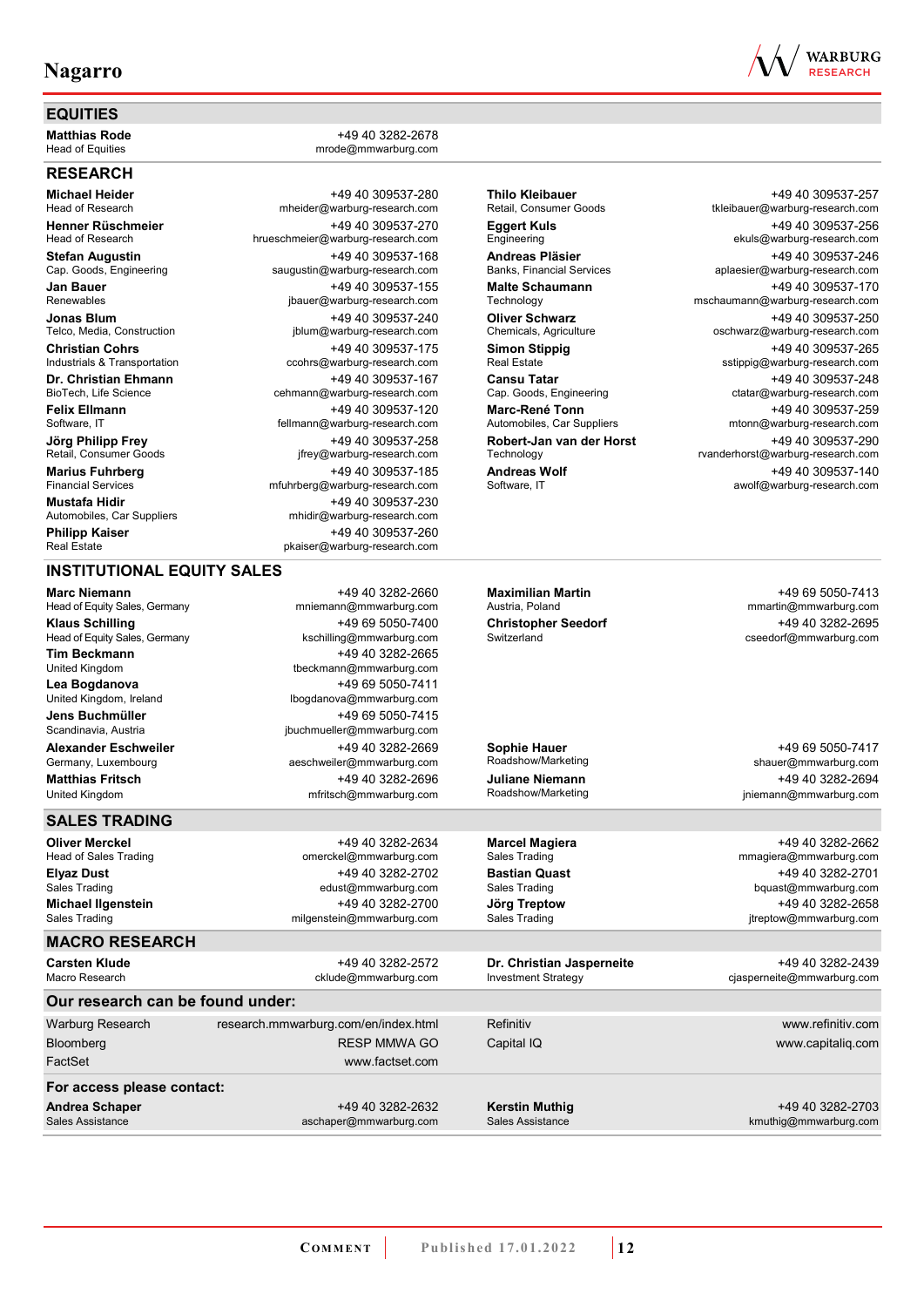## EQUITIES

**Matthias Rode** +49 40 3282-2678
Head of Equities mrode@mmwarburg.com

## RESEARCH

**Michael Heider** +49 40 309537-280
Head of Research mheider@warburg-research.com

**Henner Rüschmeier** +49 40 309537-270
Head of Research hrueschmeier@warburg-research.com

**Stefan Augustin** +49 40 309537-168
Cap. Goods, Engineering saugustin@warburg-research.com

**Jan Bauer** +49 40 309537-155
Renewables jbauer@warburg-research.com

**Jonas Blum** +49 40 309537-240
Telco, Media, Construction jblum@warburg-research.com

**Christian Cohrs** +49 40 309537-175
Industrials & Transportation ccohrs@warburg-research.com

**Dr. Christian Ehmann** +49 40 309537-167
BioTech, Life Science cehmann@warburg-research.com

**Felix Ellmann** +49 40 309537-120
Software, IT fellmann@warburg-research.com

**Jörg Philipp Frey** +49 40 309537-258
Retail, Consumer Goods jfrey@warburg-research.com

**Marius Fuhrberg** +49 40 309537-185
Financial Services mfuhrberg@warburg-research.com

**Mustafa Hidir** +49 40 309537-230
Automobiles, Car Suppliers mhidir@warburg-research.com

**Philipp Kaiser** +49 40 309537-260
Real Estate pkaiser@warburg-research.com

**Thilo Kleibauer** +49 40 309537-257
Retail, Consumer Goods tkleibauer@warburg-research.com

**Eggert Kuls** +49 40 309537-256
Engineering ekuls@warburg-research.com

**Andreas Pläsier** +49 40 309537-246
Banks, Financial Services aplaesier@warburg-research.com

**Malte Schaumann** +49 40 309537-170
Technology mschaumann@warburg-research.com

**Oliver Schwarz** +49 40 309537-250
Chemicals, Agriculture oschwarz@warburg-research.com

**Simon Stippig** +49 40 309537-265
Real Estate sstippig@warburg-research.com

**Cansu Tatar** +49 40 309537-248
Cap. Goods, Engineering ctatar@warburg-research.com

**Marc-René Tonn** +49 40 309537-259
Automobiles, Car Suppliers mtonn@warburg-research.com

**Robert-Jan van der Horst** +49 40 309537-290
Technology rvanderhorst@warburg-research.com

**Andreas Wolf** +49 40 309537-140
Software, IT awolf@warburg-research.com

## INSTITUTIONAL EQUITY SALES

**Marc Niemann** +49 40 3282-2660
Head of Equity Sales, Germany mniemann@mmwarburg.com

**Klaus Schilling** +49 69 5050-7400
Head of Equity Sales, Germany kschilling@mmwarburg.com

**Tim Beckmann** +49 40 3282-2665
United Kingdom tbeckmann@mmwarburg.com

**Lea Bogdanova** +49 69 5050-7411
United Kingdom, Ireland lbogdanova@mmwarburg.com

**Jens Buchmüller** +49 69 5050-7415
Scandinavia, Austria jbuchmueller@mmwarburg.com

**Alexander Eschweiler** +49 40 3282-2669
Germany, Luxembourg aeschweiler@mmwarburg.com

**Matthias Fritsch** +49 40 3282-2696
United Kingdom mfritsch@mmwarburg.com

**Maximilian Martin** +49 69 5050-7413
Austria, Poland mmartin@mmwarburg.com

**Christopher Seedorf** +49 40 3282-2695
Switzerland cseedorf@mmwarburg.com

**Sophie Hauer** +49 69 5050-7417
Roadshow/Marketing shauer@mmwarburg.com

**Juliane Niemann** +49 40 3282-2694
Roadshow/Marketing jniemann@mmwarburg.com

## SALES TRADING

**Oliver Merckel** +49 40 3282-2634
Head of Sales Trading omerckel@mmwarburg.com

**Elyaz Dust** +49 40 3282-2702
Sales Trading edust@mmwarburg.com

**Michael Ilgenstein** +49 40 3282-2700
Sales Trading milgenstein@mmwarburg.com

**Marcel Magiera** +49 40 3282-2662
Sales Trading mmagiera@mmwarburg.com

**Bastian Quast** +49 40 3282-2701
Sales Trading bquast@mmwarburg.com

**Jörg Treptow** +49 40 3282-2658
Sales Trading jtreptow@mmwarburg.com

## MACRO RESEARCH

**Carsten Klude** +49 40 3282-2572
Macro Research cklude@mmwarburg.com

**Dr. Christian Jasperneite** +49 40 3282-2439
Investment Strategy cjasperneite@mmwarburg.com

## Our research can be found under:

| | |
|---|---|
| Warburg Research | research.mmwarburg.com/en/index.html |
| Bloomberg | RESP MMWA GO |
| FactSet | www.factset.com |
| Refinitiv | www.refinitiv.com |
| Capital IQ | www.capitaliq.com |

## For access please contact:

**Andrea Schaper** +49 40 3282-2632
Sales Assistance aschaper@mmwarburg.com

**Kerstin Muthig** +49 40 3282-2703
Sales Assistance kmuthig@mmwarburg.com